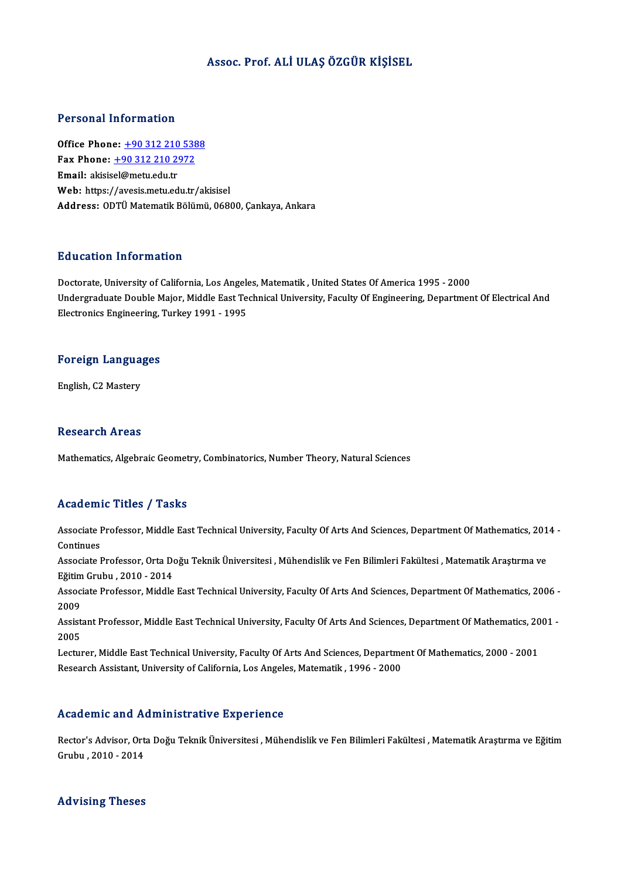# Assoc. Prof. ALİ ULAŞ ÖZGÜR KİŞİSEL

## Personal Information

**Office Phone:** +90 312 210 5388
**Fax Phone:** +90 312 210 2972
**Email:** akisisel@metu.edu.tr
**Web:** https://avesis.metu.edu.tr/akisisel
**Address:** ODTÜ Matematik Bölümü, 06800, Çankaya, Ankara

## Education Information

Doctorate, University of California, Los Angeles, Matematik , United States Of America 1995 - 2000
Undergraduate Double Major, Middle East Technical University, Faculty Of Engineering, Department Of Electrical And Electronics Engineering, Turkey 1991 - 1995

## Foreign Languages

English, C2 Mastery

## Research Areas

Mathematics, Algebraic Geometry, Combinatorics, Number Theory, Natural Sciences

## Academic Titles / Tasks

Associate Professor, Middle East Technical University, Faculty Of Arts And Sciences, Department Of Mathematics, 2014 - Continues
Associate Professor, Orta Doğu Teknik Üniversitesi , Mühendislik ve Fen Bilimleri Fakültesi , Matematik Araştırma ve Eğitim Grubu , 2010 - 2014
Associate Professor, Middle East Technical University, Faculty Of Arts And Sciences, Department Of Mathematics, 2006 - 2009
Assistant Professor, Middle East Technical University, Faculty Of Arts And Sciences, Department Of Mathematics, 2001 - 2005
Lecturer, Middle East Technical University, Faculty Of Arts And Sciences, Department Of Mathematics, 2000 - 2001
Research Assistant, University of California, Los Angeles, Matematik , 1996 - 2000

## Academic and Administrative Experience

Rector's Advisor, Orta Doğu Teknik Üniversitesi , Mühendislik ve Fen Bilimleri Fakültesi , Matematik Araştırma ve Eğitim Grubu , 2010 - 2014

## Advising Theses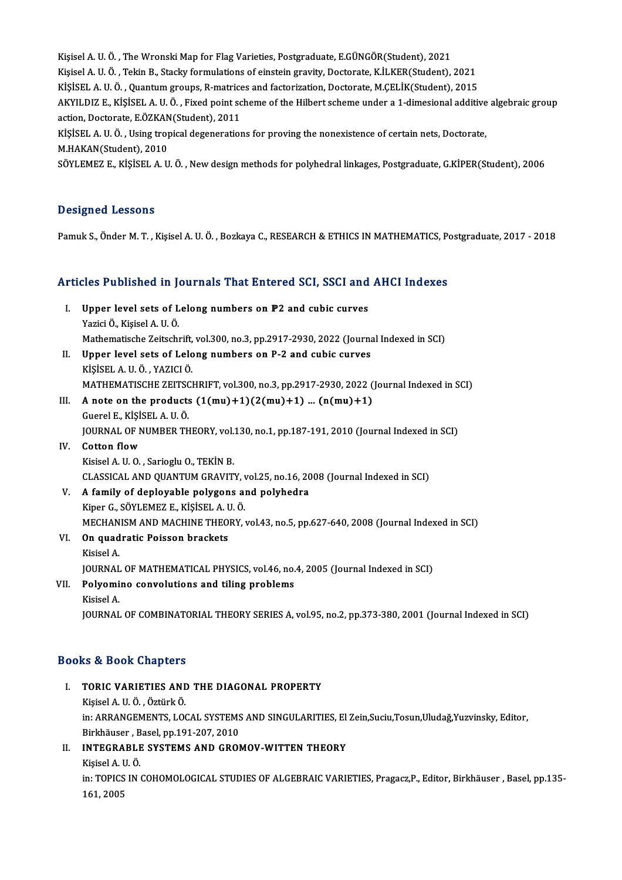Kişisel A. U. Ö. , The Wronski Map for Flag Varieties, Postgraduate, E.GÜNGÖR(Student), 2021
Kişisel A. U. Ö. , Tekin B., Stacky formulations of einstein gravity, Doctorate, K.İLKER(Student), 2021
KİŞİSEL A. U. Ö. , Quantum groups, R-matrices and factorization, Doctorate, M.ÇELİK(Student), 2015
AKYILDIZ E., KİŞİSEL A. U. Ö. , Fixed point scheme of the Hilbert scheme under a 1-dimesional additive algebraic group action, Doctorate, E.ÖZKAN(Student), 2011
KİŞİSEL A. U. Ö. , Using tropical degenerations for proving the nonexistence of certain nets, Doctorate, M.HAKAN(Student), 2010
SÖYLEMEZ E., KİŞİSEL A. U. Ö. , New design methods for polyhedral linkages, Postgraduate, G.KİPER(Student), 2006

## Designed Lessons

Pamuk S., Önder M. T. , Kişisel A. U. Ö. , Bozkaya C., RESEARCH & ETHICS IN MATHEMATICS, Postgraduate, 2017 - 2018

## Articles Published in Journals That Entered SCI, SSCI and AHCI Indexes

I. **Upper level sets of Lelong numbers on ℙ2 and cubic curves**
   Yazici Ö., Kişisel A. U. Ö.
   Mathematische Zeitschrift, vol.300, no.3, pp.2917-2930, 2022 (Journal Indexed in SCI)
II. **Upper level sets of Lelong numbers on P-2 and cubic curves**
   KİŞİSEL A. U. Ö. , YAZICI Ö.
   MATHEMATISCHE ZEITSCHRIFT, vol.300, no.3, pp.2917-2930, 2022 (Journal Indexed in SCI)
III. **A note on the products (1(mu)+1)(2(mu)+1) ... (n(mu)+1)**
   Guerel E., KİŞİSEL A. U. Ö.
   JOURNAL OF NUMBER THEORY, vol.130, no.1, pp.187-191, 2010 (Journal Indexed in SCI)
IV. **Cotton flow**
   Kisisel A. U. O. , Sarioglu O., TEKİN B.
   CLASSICAL AND QUANTUM GRAVITY, vol.25, no.16, 2008 (Journal Indexed in SCI)
V. **A family of deployable polygons and polyhedra**
   Kiper G., SÖYLEMEZ E., KİŞİSEL A. U. Ö.
   MECHANISM AND MACHINE THEORY, vol.43, no.5, pp.627-640, 2008 (Journal Indexed in SCI)
VI. **On quadratic Poisson brackets**
   Kisisel A.
   JOURNAL OF MATHEMATICAL PHYSICS, vol.46, no.4, 2005 (Journal Indexed in SCI)
VII. **Polyomino convolutions and tiling problems**
   Kisisel A.
   JOURNAL OF COMBINATORIAL THEORY SERIES A, vol.95, no.2, pp.373-380, 2001 (Journal Indexed in SCI)

## Books & Book Chapters

I. **TORIC VARIETIES AND THE DIAGONAL PROPERTY**
   Kişisel A. U. Ö. , Öztürk Ö.
   in: ARRANGEMENTS, LOCAL SYSTEMS AND SINGULARITIES, El Zein,Suciu,Tosun,Uludağ,Yuzvinsky, Editor, Birkhäuser , Basel, pp.191-207, 2010
II. **INTEGRABLE SYSTEMS AND GROMOV-WITTEN THEORY**
   Kişisel A. U. Ö.
   in: TOPICS IN COHOMOLOGICAL STUDIES OF ALGEBRAIC VARIETIES, Pragacz,P., Editor, Birkhäuser , Basel, pp.135-161, 2005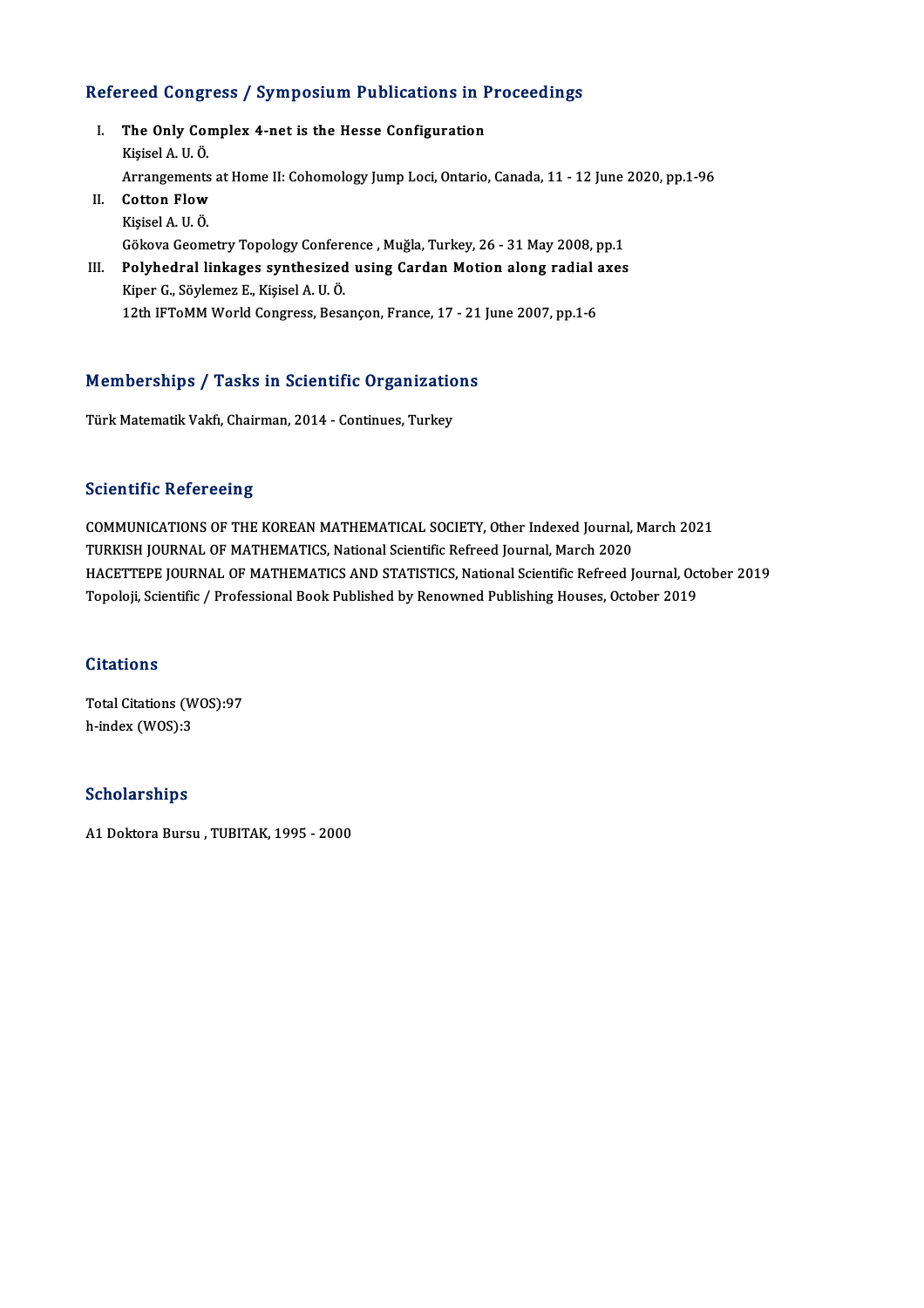## Refereed Congress / Symposium Publications in Proceedings

I. **The Only Complex 4-net is the Hesse Configuration**
   Kişisel A. U. Ö.
   Arrangements at Home II: Cohomology Jump Loci, Ontario, Canada, 11 - 12 June 2020, pp.1-96

II. **Cotton Flow**
   Kişisel A. U. Ö.
   Gökova Geometry Topology Conference , Muğla, Turkey, 26 - 31 May 2008, pp.1

III. **Polyhedral linkages synthesized using Cardan Motion along radial axes**
   Kiper G., Söylemez E., Kişisel A. U. Ö.
   12th IFToMM World Congress, Besançon, France, 17 - 21 June 2007, pp.1-6

## Memberships / Tasks in Scientific Organizations

Türk Matematik Vakfı, Chairman, 2014 - Continues, Turkey

## Scientific Refereeing

COMMUNICATIONS OF THE KOREAN MATHEMATICAL SOCIETY, Other Indexed Journal, March 2021
TURKISH JOURNAL OF MATHEMATICS, National Scientific Refreed Journal, March 2020
HACETTEPE JOURNAL OF MATHEMATICS AND STATISTICS, National Scientific Refreed Journal, October 2019
Topoloji, Scientific / Professional Book Published by Renowned Publishing Houses, October 2019

## Citations

Total Citations (WOS):97
h-index (WOS):3

## Scholarships

A1 Doktora Bursu , TUBITAK, 1995 - 2000